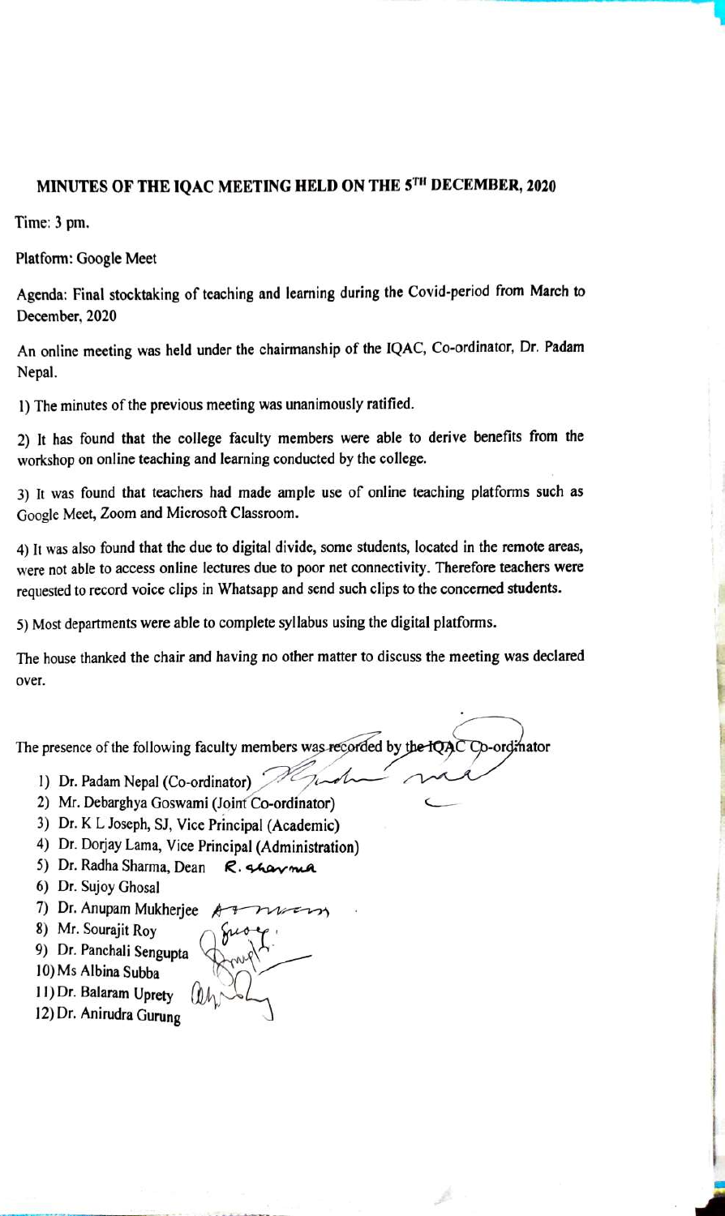## MINUTES OF THE IQAC MEETING HELD ON THE 5TH DECEMBER, 2020

Time: 3 pm.

Platform: Google Meet

Agenda: Final stocktaking of teaching and learning during the Covid-period from March to December, 2020

An online meeting was held under the chairmanship of the IQAC, Co-ordinator, Dr. Padam Nepal.

1) The minutes of the previous meeting was unanimously ratified.

2) It has found that the college faculty members were able to derive benefits from the workshop on online teaching and learning conducted by the college.

3) It was found that teachers had made ample use of online teaching platforms such as Google Meet, Zoom and Microsoft Classroom.

4) It was also found that the due to digital divide, some students, located in the remote areas, were not able to access online lectures due to poor net connectivity. Therefore teachers were requested to record voice clips in Whatsapp and send such clips to the concerned students.

5) Most departments were able to complete syllabus using the digital platforms.

The house thanked the chair and having no other matter to discuss the meeting was declared over.

The presence of the following faculty members was recorded by the IQAC Co-ordinator

1) Dr. Padam Nepal (Co-ordinator)
2) Mr. Debarghya Goswami (Joint Co-ordinator)
3) Dr. K L Joseph, SJ, Vice Principal (Academic)
4) Dr. Dorjay Lama, Vice Principal (Administration)
5) Dr. Radha Sharma, Dean R. Sharma
6) Dr. Sujoy Ghosal
7) Dr. Anupam Mukherjee
8) Mr. Sourajit Roy
9) Dr. Panchali Sengupta
10) Ms Albina Subba
11) Dr. Balaram Uprety
12) Dr. Anirudra Gurung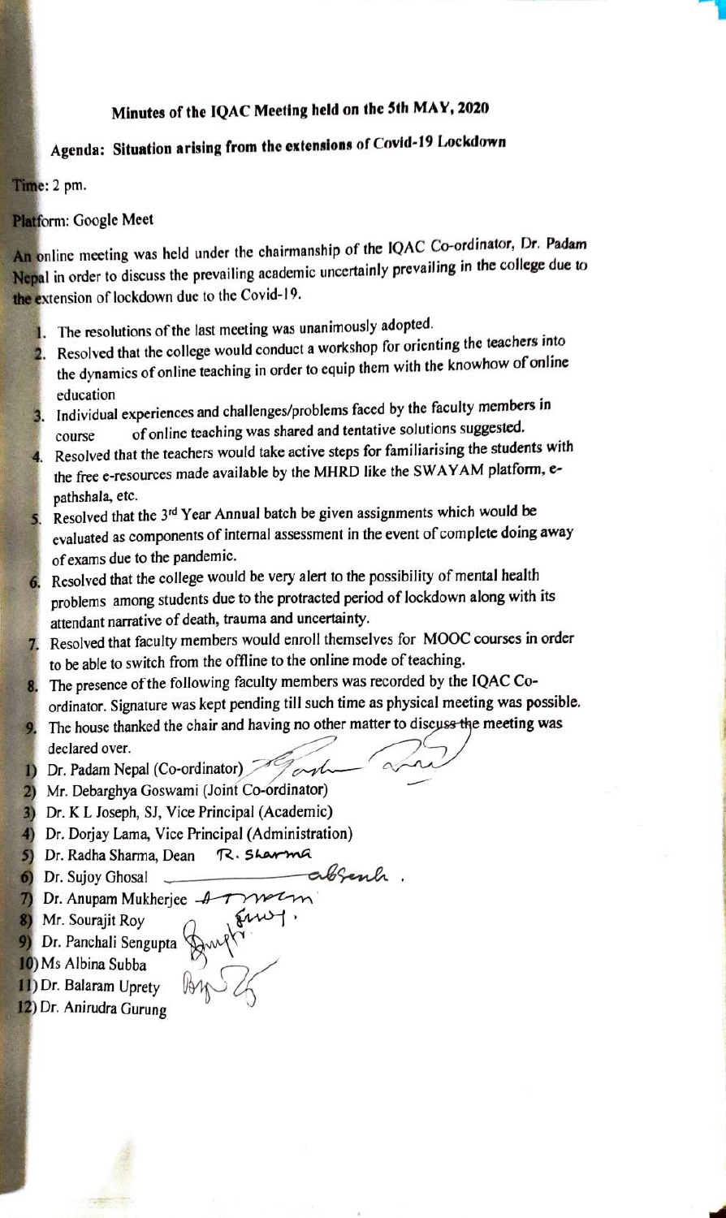## Minutes of the IQAC Meeting held on the 5th MAY, 2020

### Agenda: Situation arising from the extensions of Covid-19 Lockdown

Time: 2 pm.

Platform: Google Meet

An online meeting was held under the chairmanship of the IQAC Co-ordinator, Dr. Padam Nepal in order to discuss the prevailing academic uncertainly prevailing in the college due to the extension of lockdown due to the Covid-19.

1. The resolutions of the last meeting was unanimously adopted.
2. Resolved that the college would conduct a workshop for orienting the teachers into the dynamics of online teaching in order to equip them with the knowhow of online education
3. Individual experiences and challenges/problems faced by the faculty members in course of online teaching was shared and tentative solutions suggested.
4. Resolved that the teachers would take active steps for familiarising the students with the free e-resources made available by the MHRD like the SWAYAM platform, e-pathshala, etc.
5. Resolved that the 3rd Year Annual batch be given assignments which would be evaluated as components of internal assessment in the event of complete doing away of exams due to the pandemic.
6. Resolved that the college would be very alert to the possibility of mental health problems among students due to the protracted period of lockdown along with its attendant narrative of death, trauma and uncertainty.
7. Resolved that faculty members would enroll themselves for MOOC courses in order to be able to switch from the offline to the online mode of teaching.
8. The presence of the following faculty members was recorded by the IQAC Co-ordinator. Signature was kept pending till such time as physical meeting was possible.
9. The house thanked the chair and having no other matter to discuss the meeting was declared over.

1) Dr. Padam Nepal (Co-ordinator)
2) Mr. Debarghya Goswami (Joint Co-ordinator)
3) Dr. K L Joseph, SJ, Vice Principal (Academic)
4) Dr. Dorjay Lama, Vice Principal (Administration)
5) Dr. Radha Sharma, Dean R. Sharma
6) Dr. Sujoy Ghosal ——— absent.
7) Dr. Anupam Mukherjee
8) Mr. Sourajit Roy
9) Dr. Panchali Sengupta
10) Ms Albina Subba
11) Dr. Balaram Uprety
12) Dr. Anirudra Gurung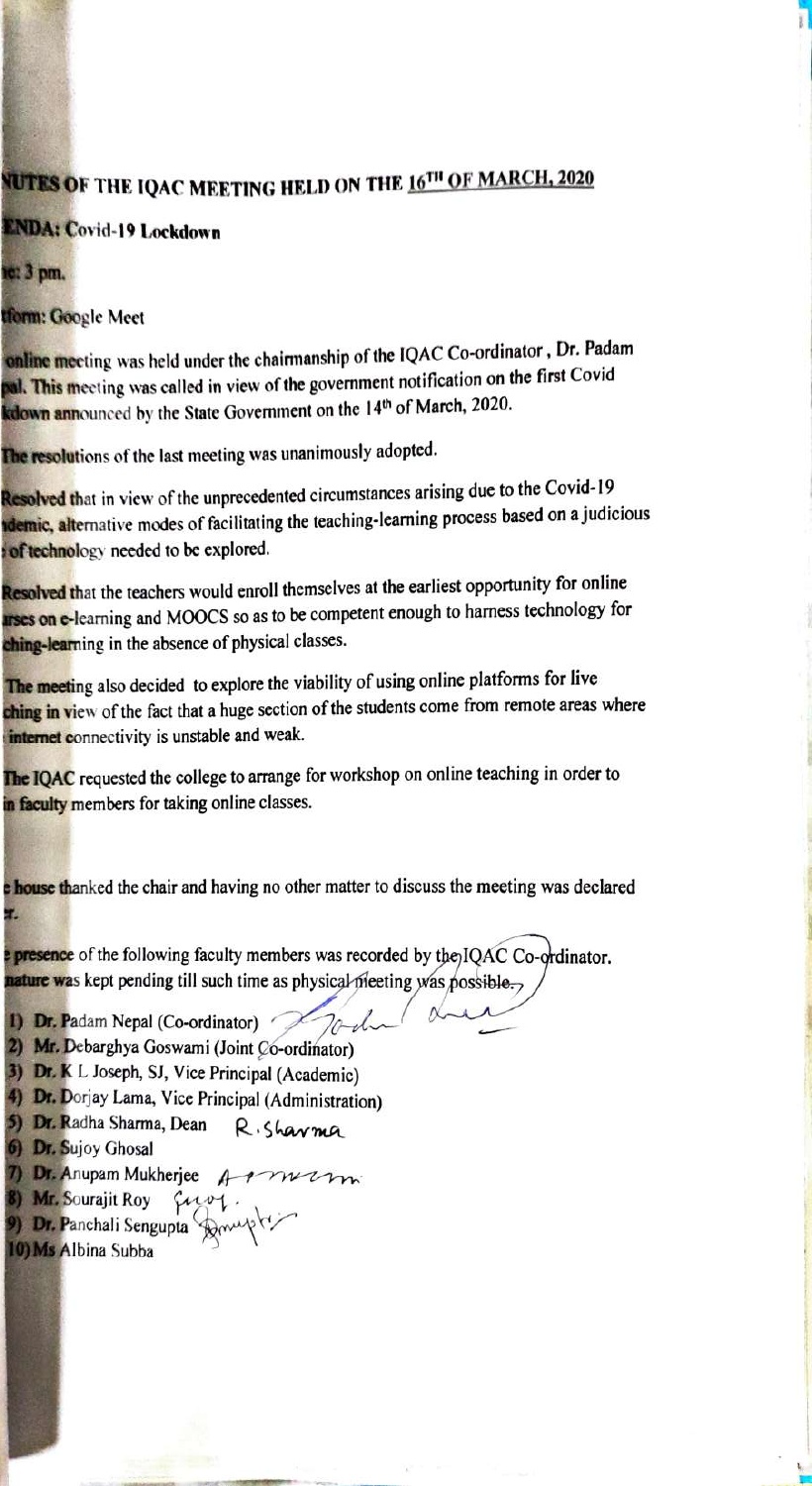# NUTES OF THE IQAC MEETING HELD ON THE 16TH OF MARCH, 2020

**ENDA: Covid-19 Lockdown**

**ne: 3 pm.**

**tform: Google Meet**

online meeting was held under the chairmanship of the IQAC Co-ordinator, Dr. Padam pal. This meeting was called in view of the government notification on the first Covid kdown announced by the State Government on the 14th of March, 2020.

The resolutions of the last meeting was unanimously adopted.

Resolved that in view of the unprecedented circumstances arising due to the Covid-19 ndemic, alternative modes of facilitating the teaching-learning process based on a judicious of technology needed to be explored.

Resolved that the teachers would enroll themselves at the earliest opportunity for online urses on e-learning and MOOCS so as to be competent enough to harness technology for ching-learning in the absence of physical classes.

The meeting also decided to explore the viability of using online platforms for live ching in view of the fact that a huge section of the students come from remote areas where internet connectivity is unstable and weak.

The IQAC requested the college to arrange for workshop on online teaching in order to in faculty members for taking online classes.

e house thanked the chair and having no other matter to discuss the meeting was declared r.

e presence of the following faculty members was recorded by the IQAC Co-ordinator. nature was kept pending till such time as physical meeting was possible.

1) Dr. Padam Nepal (Co-ordinator)
2) Mr. Debarghya Goswami (Joint Co-ordinator)
3) Dr. K L Joseph, SJ, Vice Principal (Academic)
4) Dr. Dorjay Lama, Vice Principal (Administration)
5) Dr. Radha Sharma, Dean R. Sharma
6) Dr. Sujoy Ghosal
7) Dr. Anupam Mukherjee
8) Mr. Sourajit Roy
9) Dr. Panchali Sengupta
10) Ms Albina Subba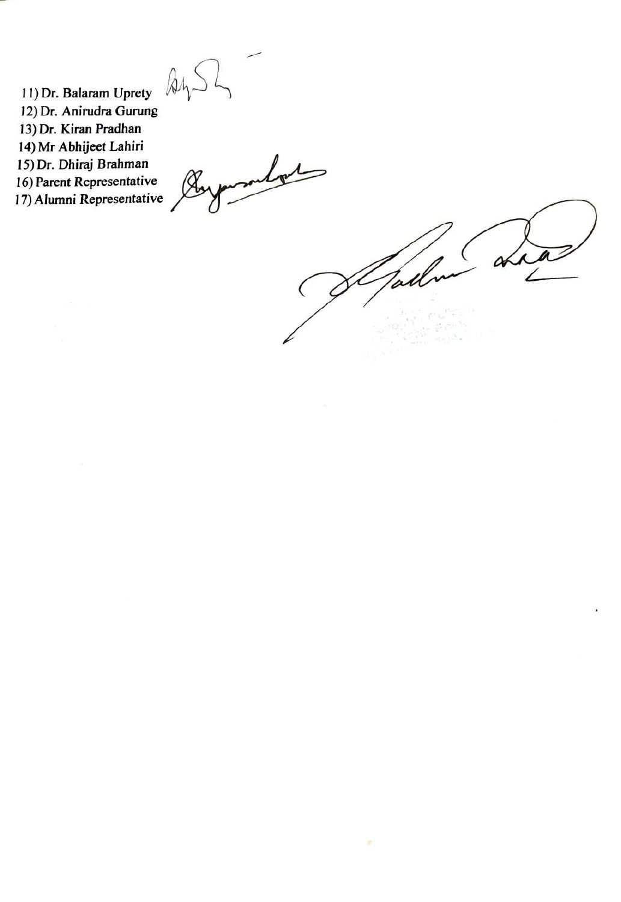11) Dr. Balaram Uprety
12) Dr. Anirudra Gurung
13) Dr. Kiran Pradhan
14) Mr Abhijeet Lahiri
15) Dr. Dhiraj Brahman
16) Parent Representative
17) Alumni Representative